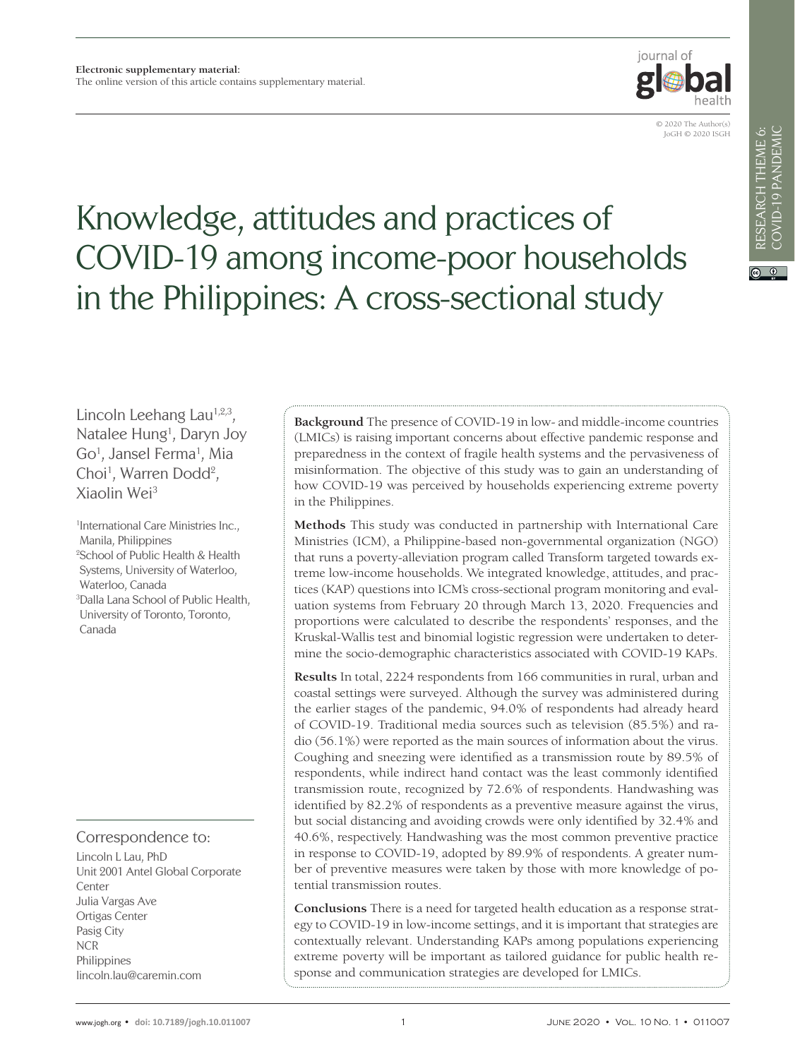Electronic supplementary material:
The online version of this article contains supplementary material.

© 2020 The Author(s)
JoGH © 2020 ISGH

RESEARCH THEME 6: COVID-19 PANDEMIC

# Knowledge, attitudes and practices of COVID-19 among income-poor households in the Philippines: A cross-sectional study

Lincoln Leehang Lau[1,2,3], Natalee Hung[1], Daryn Joy Go[1], Jansel Ferma[1], Mia Choi[1], Warren Dodd[2], Xiaolin Wei[3]

[1]International Care Ministries Inc., Manila, Philippines
[2]School of Public Health & Health Systems, University of Waterloo, Waterloo, Canada
[3]Dalla Lana School of Public Health, University of Toronto, Toronto, Canada

**Background** The presence of COVID-19 in low- and middle-income countries (LMICs) is raising important concerns about effective pandemic response and preparedness in the context of fragile health systems and the pervasiveness of misinformation. The objective of this study was to gain an understanding of how COVID-19 was perceived by households experiencing extreme poverty in the Philippines.

**Methods** This study was conducted in partnership with International Care Ministries (ICM), a Philippine-based non-governmental organization (NGO) that runs a poverty-alleviation program called Transform targeted towards extreme low-income households. We integrated knowledge, attitudes, and practices (KAP) questions into ICM's cross-sectional program monitoring and evaluation systems from February 20 through March 13, 2020. Frequencies and proportions were calculated to describe the respondents' responses, and the Kruskal-Wallis test and binomial logistic regression were undertaken to determine the socio-demographic characteristics associated with COVID-19 KAPs.

**Results** In total, 2224 respondents from 166 communities in rural, urban and coastal settings were surveyed. Although the survey was administered during the earlier stages of the pandemic, 94.0% of respondents had already heard of COVID-19. Traditional media sources such as television (85.5%) and radio (56.1%) were reported as the main sources of information about the virus. Coughing and sneezing were identified as a transmission route by 89.5% of respondents, while indirect hand contact was the least commonly identified transmission route, recognized by 72.6% of respondents. Handwashing was identified by 82.2% of respondents as a preventive measure against the virus, but social distancing and avoiding crowds were only identified by 32.4% and 40.6%, respectively. Handwashing was the most common preventive practice in response to COVID-19, adopted by 89.9% of respondents. A greater number of preventive measures were taken by those with more knowledge of potential transmission routes.

**Conclusions** There is a need for targeted health education as a response strategy to COVID-19 in low-income settings, and it is important that strategies are contextually relevant. Understanding KAPs among populations experiencing extreme poverty will be important as tailored guidance for public health response and communication strategies are developed for LMICs.

Correspondence to:
Lincoln L Lau, PhD
Unit 2001 Antel Global Corporate Center
Julia Vargas Ave
Ortigas Center
Pasig City
NCR
Philippines
lincoln.lau@caremin.com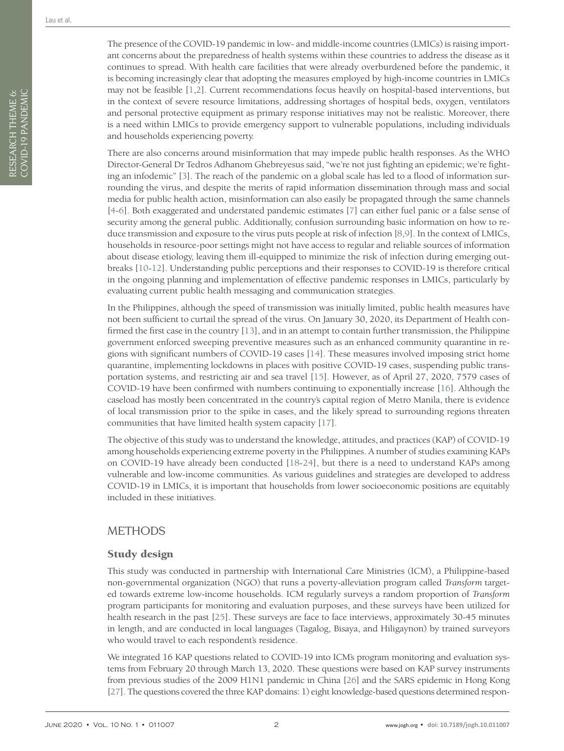The presence of the COVID-19 pandemic in low- and middle-income countries (LMICs) is raising important concerns about the preparedness of health systems within these countries to address the disease as it continues to spread. With health care facilities that were already overburdened before the pandemic, it is becoming increasingly clear that adopting the measures employed by high-income countries in LMICs may not be feasible [1,2]. Current recommendations focus heavily on hospital-based interventions, but in the context of severe resource limitations, addressing shortages of hospital beds, oxygen, ventilators and personal protective equipment as primary response initiatives may not be realistic. Moreover, there is a need within LMICs to provide emergency support to vulnerable populations, including individuals and households experiencing poverty.

There are also concerns around misinformation that may impede public health responses. As the WHO Director-General Dr Tedros Adhanom Ghebreyesus said, "we're not just fighting an epidemic; we're fighting an infodemic" [3]. The reach of the pandemic on a global scale has led to a flood of information surrounding the virus, and despite the merits of rapid information dissemination through mass and social media for public health action, misinformation can also easily be propagated through the same channels [4-6]. Both exaggerated and understated pandemic estimates [7] can either fuel panic or a false sense of security among the general public. Additionally, confusion surrounding basic information on how to reduce transmission and exposure to the virus puts people at risk of infection [8,9]. In the context of LMICs, households in resource-poor settings might not have access to regular and reliable sources of information about disease etiology, leaving them ill-equipped to minimize the risk of infection during emerging outbreaks [10-12]. Understanding public perceptions and their responses to COVID-19 is therefore critical in the ongoing planning and implementation of effective pandemic responses in LMICs, particularly by evaluating current public health messaging and communication strategies.

In the Philippines, although the speed of transmission was initially limited, public health measures have not been sufficient to curtail the spread of the virus. On January 30, 2020, its Department of Health confirmed the first case in the country [13], and in an attempt to contain further transmission, the Philippine government enforced sweeping preventive measures such as an enhanced community quarantine in regions with significant numbers of COVID-19 cases [14]. These measures involved imposing strict home quarantine, implementing lockdowns in places with positive COVID-19 cases, suspending public transportation systems, and restricting air and sea travel [15]. However, as of April 27, 2020, 7579 cases of COVID-19 have been confirmed with numbers continuing to exponentially increase [16]. Although the caseload has mostly been concentrated in the country's capital region of Metro Manila, there is evidence of local transmission prior to the spike in cases, and the likely spread to surrounding regions threaten communities that have limited health system capacity [17].

The objective of this study was to understand the knowledge, attitudes, and practices (KAP) of COVID-19 among households experiencing extreme poverty in the Philippines. A number of studies examining KAPs on COVID-19 have already been conducted [18-24], but there is a need to understand KAPs among vulnerable and low-income communities. As various guidelines and strategies are developed to address COVID-19 in LMICs, it is important that households from lower socioeconomic positions are equitably included in these initiatives.

## METHODS

### Study design

This study was conducted in partnership with International Care Ministries (ICM), a Philippine-based non-governmental organization (NGO) that runs a poverty-alleviation program called *Transform* targeted towards extreme low-income households. ICM regularly surveys a random proportion of *Transform* program participants for monitoring and evaluation purposes, and these surveys have been utilized for health research in the past [25]. These surveys are face to face interviews, approximately 30-45 minutes in length, and are conducted in local languages (Tagalog, Bisaya, and Hiligaynon) by trained surveyors who would travel to each respondent's residence.

We integrated 16 KAP questions related to COVID-19 into ICM's program monitoring and evaluation systems from February 20 through March 13, 2020. These questions were based on KAP survey instruments from previous studies of the 2009 H1N1 pandemic in China [26] and the SARS epidemic in Hong Kong [27]. The questions covered the three KAP domains: 1) eight knowledge-based questions determined respon-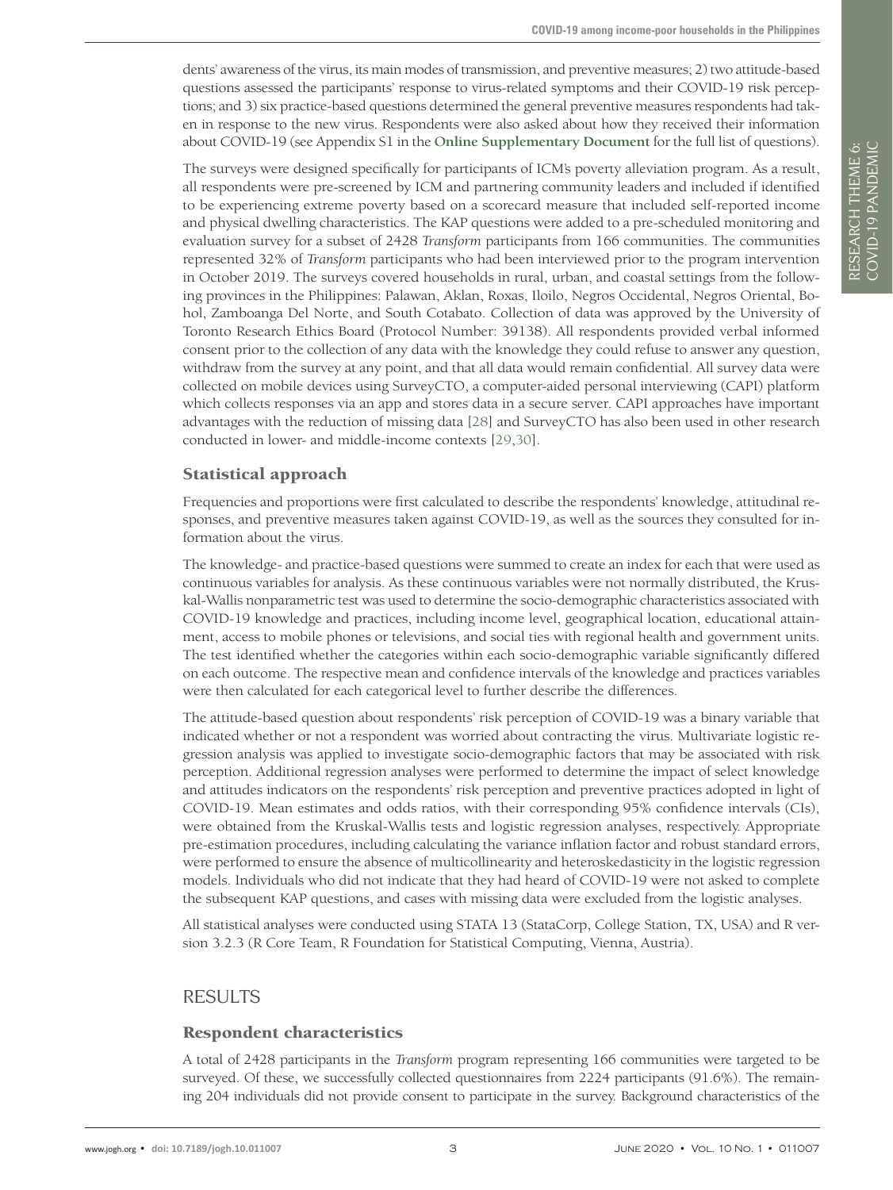dents' awareness of the virus, its main modes of transmission, and preventive measures; 2) two attitude-based questions assessed the participants' response to virus-related symptoms and their COVID-19 risk perceptions; and 3) six practice-based questions determined the general preventive measures respondents had taken in response to the new virus. Respondents were also asked about how they received their information about COVID-19 (see Appendix S1 in the **Online Supplementary Document** for the full list of questions).

The surveys were designed specifically for participants of ICM's poverty alleviation program. As a result, all respondents were pre-screened by ICM and partnering community leaders and included if identified to be experiencing extreme poverty based on a scorecard measure that included self-reported income and physical dwelling characteristics. The KAP questions were added to a pre-scheduled monitoring and evaluation survey for a subset of 2428 *Transform* participants from 166 communities. The communities represented 32% of *Transform* participants who had been interviewed prior to the program intervention in October 2019. The surveys covered households in rural, urban, and coastal settings from the following provinces in the Philippines: Palawan, Aklan, Roxas, Iloilo, Negros Occidental, Negros Oriental, Bohol, Zamboanga Del Norte, and South Cotabato. Collection of data was approved by the University of Toronto Research Ethics Board (Protocol Number: 39138). All respondents provided verbal informed consent prior to the collection of any data with the knowledge they could refuse to answer any question, withdraw from the survey at any point, and that all data would remain confidential. All survey data were collected on mobile devices using SurveyCTO, a computer-aided personal interviewing (CAPI) platform which collects responses via an app and stores data in a secure server. CAPI approaches have important advantages with the reduction of missing data [28] and SurveyCTO has also been used in other research conducted in lower- and middle-income contexts [29,30].

## Statistical approach

Frequencies and proportions were first calculated to describe the respondents' knowledge, attitudinal responses, and preventive measures taken against COVID-19, as well as the sources they consulted for information about the virus.

The knowledge- and practice-based questions were summed to create an index for each that were used as continuous variables for analysis. As these continuous variables were not normally distributed, the Kruskal-Wallis nonparametric test was used to determine the socio-demographic characteristics associated with COVID-19 knowledge and practices, including income level, geographical location, educational attainment, access to mobile phones or televisions, and social ties with regional health and government units. The test identified whether the categories within each socio-demographic variable significantly differed on each outcome. The respective mean and confidence intervals of the knowledge and practices variables were then calculated for each categorical level to further describe the differences.

The attitude-based question about respondents' risk perception of COVID-19 was a binary variable that indicated whether or not a respondent was worried about contracting the virus. Multivariate logistic regression analysis was applied to investigate socio-demographic factors that may be associated with risk perception. Additional regression analyses were performed to determine the impact of select knowledge and attitudes indicators on the respondents' risk perception and preventive practices adopted in light of COVID-19. Mean estimates and odds ratios, with their corresponding 95% confidence intervals (CIs), were obtained from the Kruskal-Wallis tests and logistic regression analyses, respectively. Appropriate pre-estimation procedures, including calculating the variance inflation factor and robust standard errors, were performed to ensure the absence of multicollinearity and heteroskedasticity in the logistic regression models. Individuals who did not indicate that they had heard of COVID-19 were not asked to complete the subsequent KAP questions, and cases with missing data were excluded from the logistic analyses.

All statistical analyses were conducted using STATA 13 (StataCorp, College Station, TX, USA) and R version 3.2.3 (R Core Team, R Foundation for Statistical Computing, Vienna, Austria).

# RESULTS

## Respondent characteristics

A total of 2428 participants in the *Transform* program representing 166 communities were targeted to be surveyed. Of these, we successfully collected questionnaires from 2224 participants (91.6%). The remaining 204 individuals did not provide consent to participate in the survey. Background characteristics of the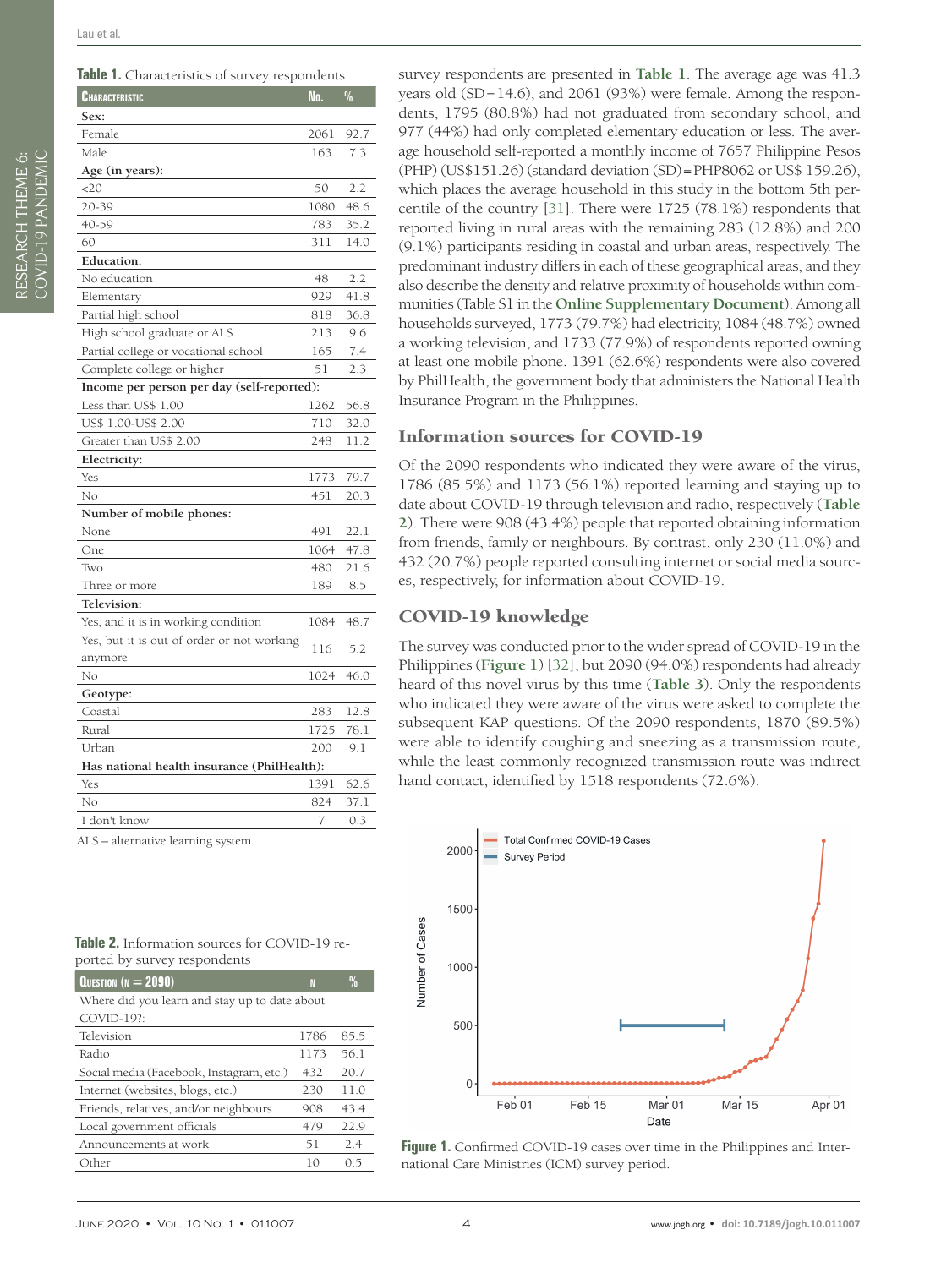**Table 1.** Characteristics of survey respondents

| Characteristic | No. | % |
|---|---|---|
| **Sex:** | | |
| Female | 2061 | 92.7 |
| Male | 163 | 7.3 |
| **Age (in years):** | | |
| <20 | 50 | 2.2 |
| 20-39 | 1080 | 48.6 |
| 40-59 | 783 | 35.2 |
| 60 | 311 | 14.0 |
| **Education:** | | |
| No education | 48 | 2.2 |
| Elementary | 929 | 41.8 |
| Partial high school | 818 | 36.8 |
| High school graduate or ALS | 213 | 9.6 |
| Partial college or vocational school | 165 | 7.4 |
| Complete college or higher | 51 | 2.3 |
| **Income per person per day (self-reported):** | | |
| Less than US$ 1.00 | 1262 | 56.8 |
| US$ 1.00-US$ 2.00 | 710 | 32.0 |
| Greater than US$ 2.00 | 248 | 11.2 |
| **Electricity:** | | |
| Yes | 1773 | 79.7 |
| No | 451 | 20.3 |
| **Number of mobile phones:** | | |
| None | 491 | 22.1 |
| One | 1064 | 47.8 |
| Two | 480 | 21.6 |
| Three or more | 189 | 8.5 |
| **Television:** | | |
| Yes, and it is in working condition | 1084 | 48.7 |
| Yes, but it is out of order or not working anymore | 116 | 5.2 |
| No | 1024 | 46.0 |
| **Geotype:** | | |
| Coastal | 283 | 12.8 |
| Rural | 1725 | 78.1 |
| Urban | 200 | 9.1 |
| **Has national health insurance (PhilHealth):** | | |
| Yes | 1391 | 62.6 |
| No | 824 | 37.1 |
| I don't know | 7 | 0.3 |

ALS – alternative learning system

survey respondents are presented in **Table 1**. The average age was 41.3 years old (SD=14.6), and 2061 (93%) were female. Among the respondents, 1795 (80.8%) had not graduated from secondary school, and 977 (44%) had only completed elementary education or less. The average household self-reported a monthly income of 7657 Philippine Pesos (PHP) (US$151.26) (standard deviation (SD)=PHP8062 or US$ 159.26), which places the average household in this study in the bottom 5th percentile of the country [31]. There were 1725 (78.1%) respondents that reported living in rural areas with the remaining 283 (12.8%) and 200 (9.1%) participants residing in coastal and urban areas, respectively. The predominant industry differs in each of these geographical areas, and they also describe the density and relative proximity of households within communities (Table S1 in the **Online Supplementary Document**). Among all households surveyed, 1773 (79.7%) had electricity, 1084 (48.7%) owned a working television, and 1733 (77.9%) of respondents reported owning at least one mobile phone. 1391 (62.6%) respondents were also covered by PhilHealth, the government body that administers the National Health Insurance Program in the Philippines.

## Information sources for COVID-19

Of the 2090 respondents who indicated they were aware of the virus, 1786 (85.5%) and 1173 (56.1%) reported learning and staying up to date about COVID-19 through television and radio, respectively (**Table 2**). There were 908 (43.4%) people that reported obtaining information from friends, family or neighbours. By contrast, only 230 (11.0%) and 432 (20.7%) people reported consulting internet or social media sources, respectively, for information about COVID-19.

## COVID-19 knowledge

The survey was conducted prior to the wider spread of COVID-19 in the Philippines (**Figure 1**) [32], but 2090 (94.0%) respondents had already heard of this novel virus by this time (**Table 3**). Only the respondents who indicated they were aware of the virus were asked to complete the subsequent KAP questions. Of the 2090 respondents, 1870 (89.5%) were able to identify coughing and sneezing as a transmission route, while the least commonly recognized transmission route was indirect hand contact, identified by 1518 respondents (72.6%).

**Table 2.** Information sources for COVID-19 reported by survey respondents

| Question (n = 2090) | n | % |
|---|---|---|
| Where did you learn and stay up to date about COVID-19?: | | |
| Television | 1786 | 85.5 |
| Radio | 1173 | 56.1 |
| Social media (Facebook, Instagram, etc.) | 432 | 20.7 |
| Internet (websites, blogs, etc.) | 230 | 11.0 |
| Friends, relatives, and/or neighbours | 908 | 43.4 |
| Local government officials | 479 | 22.9 |
| Announcements at work | 51 | 2.4 |
| Other | 10 | 0.5 |

**Figure 1.** Confirmed COVID-19 cases over time in the Philippines and International Care Ministries (ICM) survey period.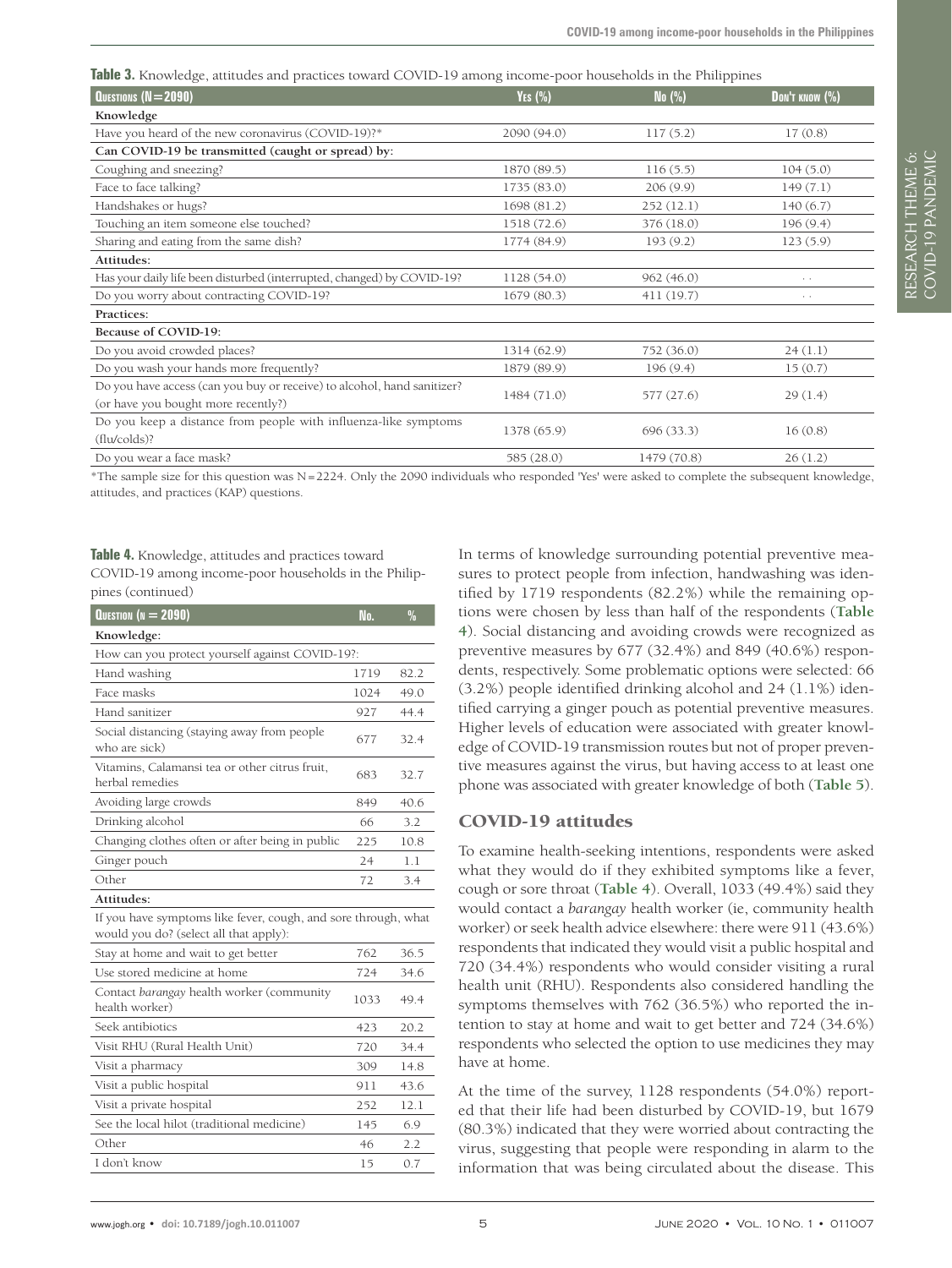**Table 3.** Knowledge, attitudes and practices toward COVID-19 among income-poor households in the Philippines

| Questions (N=2090) | Yes (%) | No (%) | Don't know (%) |
|---|---|---|---|
| **Knowledge** | | | |
| Have you heard of the new coronavirus (COVID-19)?* | 2090 (94.0) | 117 (5.2) | 17 (0.8) |
| **Can COVID-19 be transmitted (caught or spread) by:** | | | |
| Coughing and sneezing? | 1870 (89.5) | 116 (5.5) | 104 (5.0) |
| Face to face talking? | 1735 (83.0) | 206 (9.9) | 149 (7.1) |
| Handshakes or hugs? | 1698 (81.2) | 252 (12.1) | 140 (6.7) |
| Touching an item someone else touched? | 1518 (72.6) | 376 (18.0) | 196 (9.4) |
| Sharing and eating from the same dish? | 1774 (84.9) | 193 (9.2) | 123 (5.9) |
| **Attitudes:** | | | |
| Has your daily life been disturbed (interrupted, changed) by COVID-19? | 1128 (54.0) | 962 (46.0) | .. |
| Do you worry about contracting COVID-19? | 1679 (80.3) | 411 (19.7) | .. |
| **Practices:** | | | |
| **Because of COVID-19:** | | | |
| Do you avoid crowded places? | 1314 (62.9) | 752 (36.0) | 24 (1.1) |
| Do you wash your hands more frequently? | 1879 (89.9) | 196 (9.4) | 15 (0.7) |
| Do you have access (can you buy or receive) to alcohol, hand sanitizer? (or have you bought more recently?) | 1484 (71.0) | 577 (27.6) | 29 (1.4) |
| Do you keep a distance from people with influenza-like symptoms (flu/colds)? | 1378 (65.9) | 696 (33.3) | 16 (0.8) |
| Do you wear a face mask? | 585 (28.0) | 1479 (70.8) | 26 (1.2) |

*The sample size for this question was N=2224. Only the 2090 individuals who responded 'Yes' were asked to complete the subsequent knowledge, attitudes, and practices (KAP) questions.

**Table 4.** Knowledge, attitudes and practices toward COVID-19 among income-poor households in the Philippines (continued)

| Question (n = 2090) | No. | % |
|---|---|---|
| **Knowledge:** | | |
| How can you protect yourself against COVID-19?: | | |
| Hand washing | 1719 | 82.2 |
| Face masks | 1024 | 49.0 |
| Hand sanitizer | 927 | 44.4 |
| Social distancing (staying away from people who are sick) | 677 | 32.4 |
| Vitamins, Calamansi tea or other citrus fruit, herbal remedies | 683 | 32.7 |
| Avoiding large crowds | 849 | 40.6 |
| Drinking alcohol | 66 | 3.2 |
| Changing clothes often or after being in public | 225 | 10.8 |
| Ginger pouch | 24 | 1.1 |
| Other | 72 | 3.4 |
| **Attitudes:** | | |
| If you have symptoms like fever, cough, and sore through, what would you do? (select all that apply): | | |
| Stay at home and wait to get better | 762 | 36.5 |
| Use stored medicine at home | 724 | 34.6 |
| Contact *barangay* health worker (community health worker) | 1033 | 49.4 |
| Seek antibiotics | 423 | 20.2 |
| Visit RHU (Rural Health Unit) | 720 | 34.4 |
| Visit a pharmacy | 309 | 14.8 |
| Visit a public hospital | 911 | 43.6 |
| Visit a private hospital | 252 | 12.1 |
| See the local hilot (traditional medicine) | 145 | 6.9 |
| Other | 46 | 2.2 |
| I don't know | 15 | 0.7 |

In terms of knowledge surrounding potential preventive measures to protect people from infection, handwashing was identified by 1719 respondents (82.2%) while the remaining options were chosen by less than half of the respondents (**Table 4**). Social distancing and avoiding crowds were recognized as preventive measures by 677 (32.4%) and 849 (40.6%) respondents, respectively. Some problematic options were selected: 66 (3.2%) people identified drinking alcohol and 24 (1.1%) identified carrying a ginger pouch as potential preventive measures. Higher levels of education were associated with greater knowledge of COVID-19 transmission routes but not of proper preventive measures against the virus, but having access to at least one phone was associated with greater knowledge of both (**Table 5**).

## COVID-19 attitudes

To examine health-seeking intentions, respondents were asked what they would do if they exhibited symptoms like a fever, cough or sore throat (**Table 4**). Overall, 1033 (49.4%) said they would contact a *barangay* health worker (ie, community health worker) or seek health advice elsewhere: there were 911 (43.6%) respondents that indicated they would visit a public hospital and 720 (34.4%) respondents who would consider visiting a rural health unit (RHU). Respondents also considered handling the symptoms themselves with 762 (36.5%) who reported the intention to stay at home and wait to get better and 724 (34.6%) respondents who selected the option to use medicines they may have at home.

At the time of the survey, 1128 respondents (54.0%) reported that their life had been disturbed by COVID-19, but 1679 (80.3%) indicated that they were worried about contracting the virus, suggesting that people were responding in alarm to the information that was being circulated about the disease. This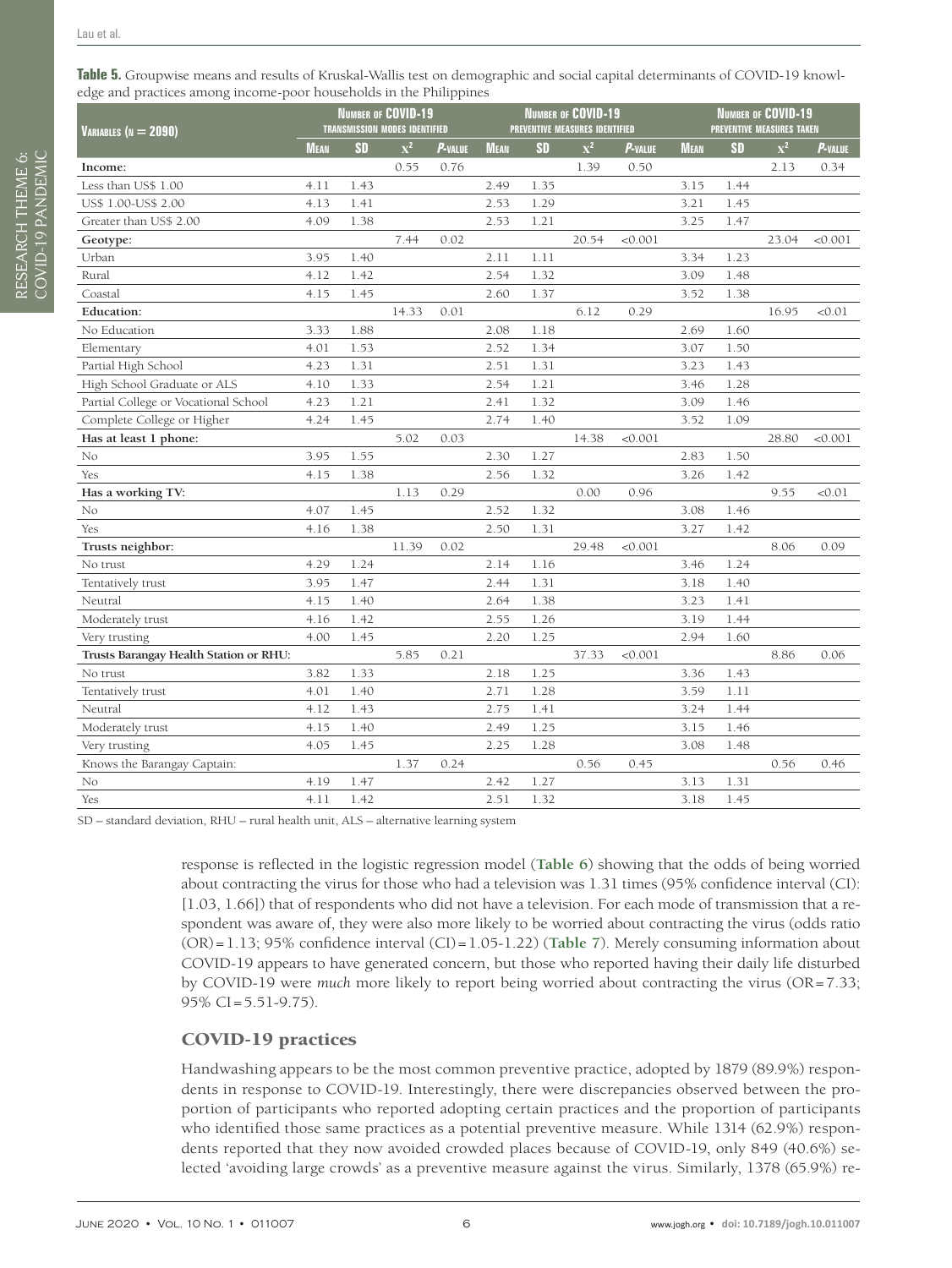**Table 5.** Groupwise means and results of Kruskal-Wallis test on demographic and social capital determinants of COVID-19 knowledge and practices among income-poor households in the Philippines

| Variables (n = 2090) | Number of COVID-19 transmission modes identified | | | | Number of COVID-19 preventive measures identified | | | | Number of COVID-19 preventive measures taken | | | |
|---|---|---|---|---|---|---|---|---|---|---|---|---|
| | Mean | SD | $\chi^2$ | P-value | Mean | SD | $\chi^2$ | P-value | Mean | SD | $\chi^2$ | P-value |
| **Income:** | | | 0.55 | 0.76 | | | 1.39 | 0.50 | | | 2.13 | 0.34 |
| Less than US$ 1.00 | 4.11 | 1.43 | | | 2.49 | 1.35 | | | 3.15 | 1.44 | | |
| US$ 1.00-US$ 2.00 | 4.13 | 1.41 | | | 2.53 | 1.29 | | | 3.21 | 1.45 | | |
| Greater than US$ 2.00 | 4.09 | 1.38 | | | 2.53 | 1.21 | | | 3.25 | 1.47 | | |
| **Geotype:** | | | 7.44 | 0.02 | | | 20.54 | <0.001 | | | 23.04 | <0.001 |
| Urban | 3.95 | 1.40 | | | 2.11 | 1.11 | | | 3.34 | 1.23 | | |
| Rural | 4.12 | 1.42 | | | 2.54 | 1.32 | | | 3.09 | 1.48 | | |
| Coastal | 4.15 | 1.45 | | | 2.60 | 1.37 | | | 3.52 | 1.38 | | |
| **Education:** | | | 14.33 | 0.01 | | | 6.12 | 0.29 | | | 16.95 | <0.01 |
| No Education | 3.33 | 1.88 | | | 2.08 | 1.18 | | | 2.69 | 1.60 | | |
| Elementary | 4.01 | 1.53 | | | 2.52 | 1.34 | | | 3.07 | 1.50 | | |
| Partial High School | 4.23 | 1.31 | | | 2.51 | 1.31 | | | 3.23 | 1.43 | | |
| High School Graduate or ALS | 4.10 | 1.33 | | | 2.54 | 1.21 | | | 3.46 | 1.28 | | |
| Partial College or Vocational School | 4.23 | 1.21 | | | 2.41 | 1.32 | | | 3.09 | 1.46 | | |
| Complete College or Higher | 4.24 | 1.45 | | | 2.74 | 1.40 | | | 3.52 | 1.09 | | |
| **Has at least 1 phone:** | | | 5.02 | 0.03 | | | 14.38 | <0.001 | | | 28.80 | <0.001 |
| No | 3.95 | 1.55 | | | 2.30 | 1.27 | | | 2.83 | 1.50 | | |
| Yes | 4.15 | 1.38 | | | 2.56 | 1.32 | | | 3.26 | 1.42 | | |
| **Has a working TV:** | | | 1.13 | 0.29 | | | 0.00 | 0.96 | | | 9.55 | <0.01 |
| No | 4.07 | 1.45 | | | 2.52 | 1.32 | | | 3.08 | 1.46 | | |
| Yes | 4.16 | 1.38 | | | 2.50 | 1.31 | | | 3.27 | 1.42 | | |
| **Trusts neighbor:** | | | 11.39 | 0.02 | | | 29.48 | <0.001 | | | 8.06 | 0.09 |
| No trust | 4.29 | 1.24 | | | 2.14 | 1.16 | | | 3.46 | 1.24 | | |
| Tentatively trust | 3.95 | 1.47 | | | 2.44 | 1.31 | | | 3.18 | 1.40 | | |
| Neutral | 4.15 | 1.40 | | | 2.64 | 1.38 | | | 3.23 | 1.41 | | |
| Moderately trust | 4.16 | 1.42 | | | 2.55 | 1.26 | | | 3.19 | 1.44 | | |
| Very trusting | 4.00 | 1.45 | | | 2.20 | 1.25 | | | 2.94 | 1.60 | | |
| **Trusts Barangay Health Station or RHU:** | | | 5.85 | 0.21 | | | 37.33 | <0.001 | | | 8.86 | 0.06 |
| No trust | 3.82 | 1.33 | | | 2.18 | 1.25 | | | 3.36 | 1.43 | | |
| Tentatively trust | 4.01 | 1.40 | | | 2.71 | 1.28 | | | 3.59 | 1.11 | | |
| Neutral | 4.12 | 1.43 | | | 2.75 | 1.41 | | | 3.24 | 1.44 | | |
| Moderately trust | 4.15 | 1.40 | | | 2.49 | 1.25 | | | 3.15 | 1.46 | | |
| Very trusting | 4.05 | 1.45 | | | 2.25 | 1.28 | | | 3.08 | 1.48 | | |
| Knows the Barangay Captain: | | | 1.37 | 0.24 | | | 0.56 | 0.45 | | | 0.56 | 0.46 |
| No | 4.19 | 1.47 | | | 2.42 | 1.27 | | | 3.13 | 1.31 | | |
| Yes | 4.11 | 1.42 | | | 2.51 | 1.32 | | | 3.18 | 1.45 | | |

SD – standard deviation, RHU – rural health unit, ALS – alternative learning system

response is reflected in the logistic regression model (**Table 6**) showing that the odds of being worried about contracting the virus for those who had a television was 1.31 times (95% confidence interval (CI): [1.03, 1.66]) that of respondents who did not have a television. For each mode of transmission that a respondent was aware of, they were also more likely to be worried about contracting the virus (odds ratio (OR) = 1.13; 95% confidence interval (CI) = 1.05-1.22) (**Table 7**). Merely consuming information about COVID-19 appears to have generated concern, but those who reported having their daily life disturbed by COVID-19 were *much* more likely to report being worried about contracting the virus (OR = 7.33; 95% CI = 5.51-9.75).

## COVID-19 practices

Handwashing appears to be the most common preventive practice, adopted by 1879 (89.9%) respondents in response to COVID-19. Interestingly, there were discrepancies observed between the proportion of participants who reported adopting certain practices and the proportion of participants who identified those same practices as a potential preventive measure. While 1314 (62.9%) respondents reported that they now avoided crowded places because of COVID-19, only 849 (40.6%) selected 'avoiding large crowds' as a preventive measure against the virus. Similarly, 1378 (65.9%) re-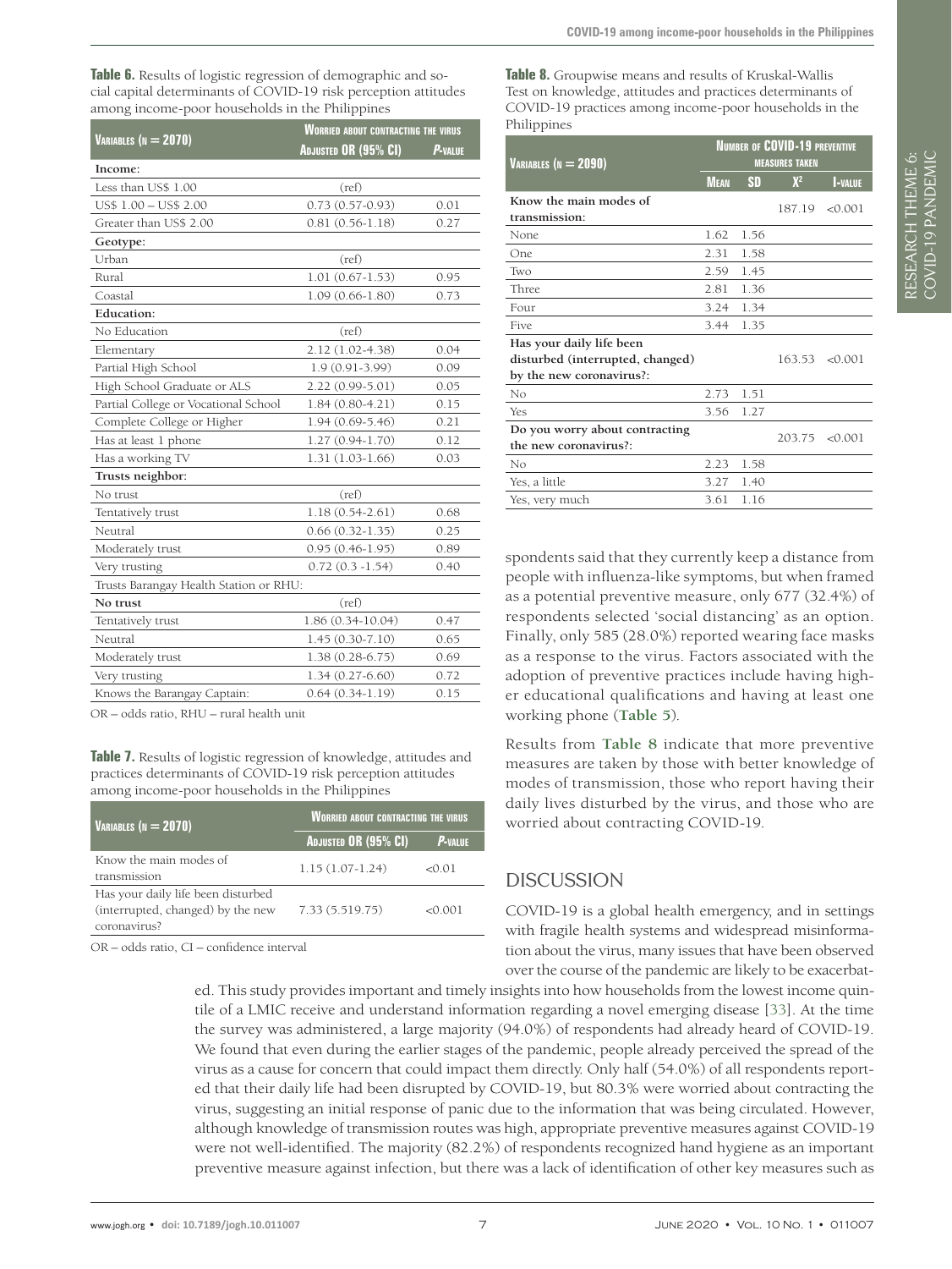**Table 6.** Results of logistic regression of demographic and social capital determinants of COVID-19 risk perception attitudes among income-poor households in the Philippines

| Variables (n = 2070) | Worried about contracting the virus | |
|---|---|---|
| | Adjusted OR (95% CI) | P-value |
| **Income:** | | |
| Less than US$ 1.00 | (ref) | |
| US$ 1.00 – US$ 2.00 | 0.73 (0.57-0.93) | 0.01 |
| Greater than US$ 2.00 | 0.81 (0.56-1.18) | 0.27 |
| **Geotype:** | | |
| Urban | (ref) | |
| Rural | 1.01 (0.67-1.53) | 0.95 |
| Coastal | 1.09 (0.66-1.80) | 0.73 |
| **Education:** | | |
| No Education | (ref) | |
| Elementary | 2.12 (1.02-4.38) | 0.04 |
| Partial High School | 1.9 (0.91-3.99) | 0.09 |
| High School Graduate or ALS | 2.22 (0.99-5.01) | 0.05 |
| Partial College or Vocational School | 1.84 (0.80-4.21) | 0.15 |
| Complete College or Higher | 1.94 (0.69-5.46) | 0.21 |
| Has at least 1 phone | 1.27 (0.94-1.70) | 0.12 |
| Has a working TV | 1.31 (1.03-1.66) | 0.03 |
| **Trusts neighbor:** | | |
| No trust | (ref) | |
| Tentatively trust | 1.18 (0.54-2.61) | 0.68 |
| Neutral | 0.66 (0.32-1.35) | 0.25 |
| Moderately trust | 0.95 (0.46-1.95) | 0.89 |
| Very trusting | 0.72 (0.3 -1.54) | 0.40 |
| Trusts Barangay Health Station or RHU: | | |
| **No trust** | (ref) | |
| Tentatively trust | 1.86 (0.34-10.04) | 0.47 |
| Neutral | 1.45 (0.30-7.10) | 0.65 |
| Moderately trust | 1.38 (0.28-6.75) | 0.69 |
| Very trusting | 1.34 (0.27-6.60) | 0.72 |
| Knows the Barangay Captain: | 0.64 (0.34-1.19) | 0.15 |

OR – odds ratio, RHU – rural health unit

**Table 7.** Results of logistic regression of knowledge, attitudes and practices determinants of COVID-19 risk perception attitudes among income-poor households in the Philippines

| Variables (n = 2070) | Worried about contracting the virus | |
|---|---|---|
| | Adjusted OR (95% CI) | P-value |
| Know the main modes of transmission | 1.15 (1.07-1.24) | <0.01 |
| Has your daily life been disturbed (interrupted, changed) by the new coronavirus? | 7.33 (5.519.75) | <0.001 |

OR – odds ratio, CI – confidence interval

**Table 8.** Groupwise means and results of Kruskal-Wallis Test on knowledge, attitudes and practices determinants of COVID-19 practices among income-poor households in the Philippines

| Variables (n = 2090) | Number of COVID-19 preventive measures taken | | | |
|---|---|---|---|---|
| | Mean | SD | $X^2$ | I-value |
| **Know the main modes of transmission:** | | | 187.19 | <0.001 |
| None | 1.62 | 1.56 | | |
| One | 2.31 | 1.58 | | |
| Two | 2.59 | 1.45 | | |
| Three | 2.81 | 1.36 | | |
| Four | 3.24 | 1.34 | | |
| Five | 3.44 | 1.35 | | |
| **Has your daily life been disturbed (interrupted, changed) by the new coronavirus?:** | | | 163.53 | <0.001 |
| No | 2.73 | 1.51 | | |
| Yes | 3.56 | 1.27 | | |
| **Do you worry about contracting the new coronavirus?:** | | | 203.75 | <0.001 |
| No | 2.23 | 1.58 | | |
| Yes, a little | 3.27 | 1.40 | | |
| Yes, very much | 3.61 | 1.16 | | |

spondents said that they currently keep a distance from people with influenza-like symptoms, but when framed as a potential preventive measure, only 677 (32.4%) of respondents selected 'social distancing' as an option. Finally, only 585 (28.0%) reported wearing face masks as a response to the virus. Factors associated with the adoption of preventive practices include having higher educational qualifications and having at least one working phone (**Table 5**).

Results from **Table 8** indicate that more preventive measures are taken by those with better knowledge of modes of transmission, those who report having their daily lives disturbed by the virus, and those who are worried about contracting COVID-19.

## DISCUSSION

COVID-19 is a global health emergency, and in settings with fragile health systems and widespread misinformation about the virus, many issues that have been observed over the course of the pandemic are likely to be exacerbated. This study provides important and timely insights into how households from the lowest income quintile of a LMIC receive and understand information regarding a novel emerging disease [33]. At the time the survey was administered, a large majority (94.0%) of respondents had already heard of COVID-19. We found that even during the earlier stages of the pandemic, people already perceived the spread of the virus as a cause for concern that could impact them directly. Only half (54.0%) of all respondents reported that their daily life had been disrupted by COVID-19, but 80.3% were worried about contracting the virus, suggesting an initial response of panic due to the information that was being circulated. However, although knowledge of transmission routes was high, appropriate preventive measures against COVID-19 were not well-identified. The majority (82.2%) of respondents recognized hand hygiene as an important preventive measure against infection, but there was a lack of identification of other key measures such as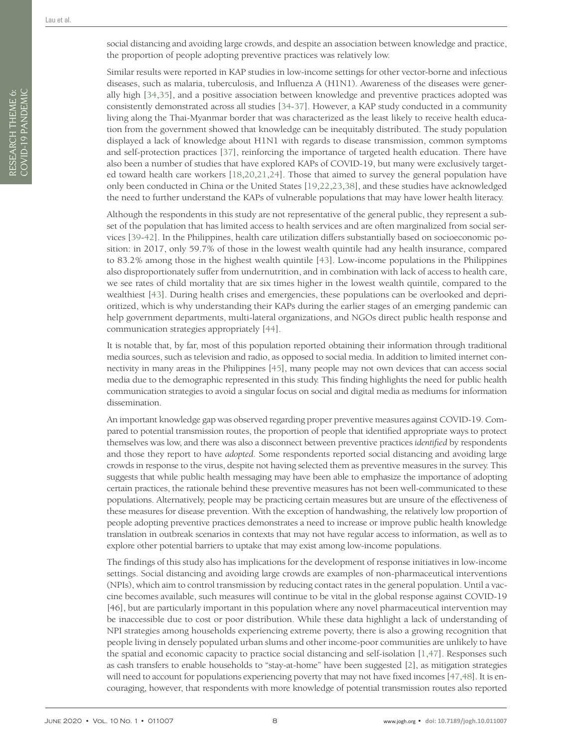social distancing and avoiding large crowds, and despite an association between knowledge and practice, the proportion of people adopting preventive practices was relatively low.

Similar results were reported in KAP studies in low-income settings for other vector-borne and infectious diseases, such as malaria, tuberculosis, and Influenza A (H1N1). Awareness of the diseases were generally high [34,35], and a positive association between knowledge and preventive practices adopted was consistently demonstrated across all studies [34-37]. However, a KAP study conducted in a community living along the Thai-Myanmar border that was characterized as the least likely to receive health education from the government showed that knowledge can be inequitably distributed. The study population displayed a lack of knowledge about H1N1 with regards to disease transmission, common symptoms and self-protection practices [37], reinforcing the importance of targeted health education. There have also been a number of studies that have explored KAPs of COVID-19, but many were exclusively targeted toward health care workers [18,20,21,24]. Those that aimed to survey the general population have only been conducted in China or the United States [19,22,23,38], and these studies have acknowledged the need to further understand the KAPs of vulnerable populations that may have lower health literacy.

Although the respondents in this study are not representative of the general public, they represent a subset of the population that has limited access to health services and are often marginalized from social services [39-42]. In the Philippines, health care utilization differs substantially based on socioeconomic position: in 2017, only 59.7% of those in the lowest wealth quintile had any health insurance, compared to 83.2% among those in the highest wealth quintile [43]. Low-income populations in the Philippines also disproportionately suffer from undernutrition, and in combination with lack of access to health care, we see rates of child mortality that are six times higher in the lowest wealth quintile, compared to the wealthiest [43]. During health crises and emergencies, these populations can be overlooked and deprioritized, which is why understanding their KAPs during the earlier stages of an emerging pandemic can help government departments, multi-lateral organizations, and NGOs direct public health response and communication strategies appropriately [44].

It is notable that, by far, most of this population reported obtaining their information through traditional media sources, such as television and radio, as opposed to social media. In addition to limited internet connectivity in many areas in the Philippines [45], many people may not own devices that can access social media due to the demographic represented in this study. This finding highlights the need for public health communication strategies to avoid a singular focus on social and digital media as mediums for information dissemination.

An important knowledge gap was observed regarding proper preventive measures against COVID-19. Compared to potential transmission routes, the proportion of people that identified appropriate ways to protect themselves was low, and there was also a disconnect between preventive practices *identified* by respondents and those they report to have *adopted*. Some respondents reported social distancing and avoiding large crowds in response to the virus, despite not having selected them as preventive measures in the survey. This suggests that while public health messaging may have been able to emphasize the importance of adopting certain practices, the rationale behind these preventive measures has not been well-communicated to these populations. Alternatively, people may be practicing certain measures but are unsure of the effectiveness of these measures for disease prevention. With the exception of handwashing, the relatively low proportion of people adopting preventive practices demonstrates a need to increase or improve public health knowledge translation in outbreak scenarios in contexts that may not have regular access to information, as well as to explore other potential barriers to uptake that may exist among low-income populations.

The findings of this study also has implications for the development of response initiatives in low-income settings. Social distancing and avoiding large crowds are examples of non-pharmaceutical interventions (NPIs), which aim to control transmission by reducing contact rates in the general population. Until a vaccine becomes available, such measures will continue to be vital in the global response against COVID-19 [46], but are particularly important in this population where any novel pharmaceutical intervention may be inaccessible due to cost or poor distribution. While these data highlight a lack of understanding of NPI strategies among households experiencing extreme poverty, there is also a growing recognition that people living in densely populated urban slums and other income-poor communities are unlikely to have the spatial and economic capacity to practice social distancing and self-isolation [1,47]. Responses such as cash transfers to enable households to "stay-at-home" have been suggested [2], as mitigation strategies will need to account for populations experiencing poverty that may not have fixed incomes [47,48]. It is encouraging, however, that respondents with more knowledge of potential transmission routes also reported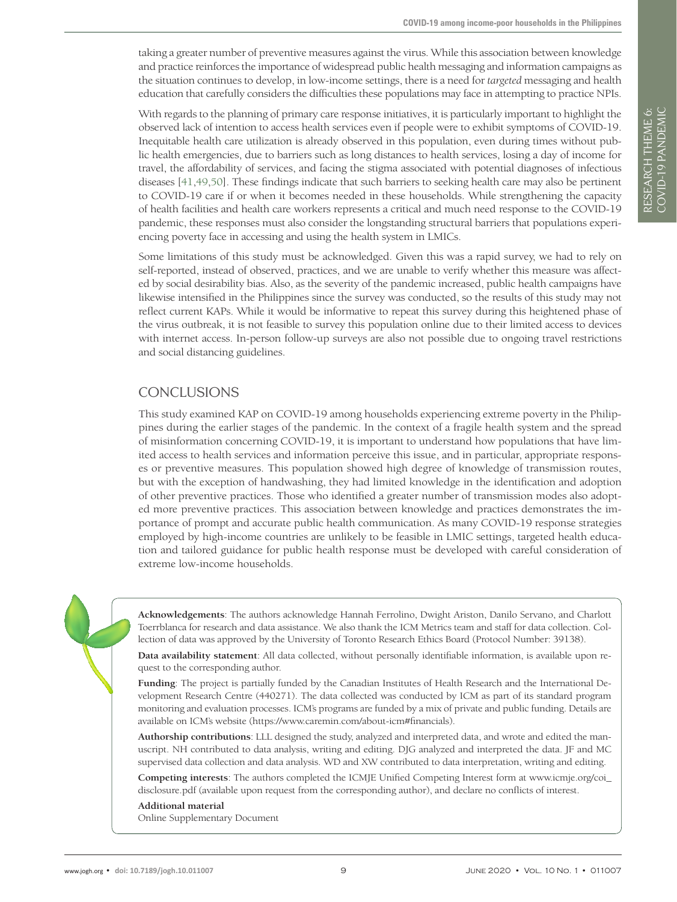taking a greater number of preventive measures against the virus. While this association between knowledge and practice reinforces the importance of widespread public health messaging and information campaigns as the situation continues to develop, in low-income settings, there is a need for *targeted* messaging and health education that carefully considers the difficulties these populations may face in attempting to practice NPIs.

With regards to the planning of primary care response initiatives, it is particularly important to highlight the observed lack of intention to access health services even if people were to exhibit symptoms of COVID-19. Inequitable health care utilization is already observed in this population, even during times without public health emergencies, due to barriers such as long distances to health services, losing a day of income for travel, the affordability of services, and facing the stigma associated with potential diagnoses of infectious diseases [41,49,50]. These findings indicate that such barriers to seeking health care may also be pertinent to COVID-19 care if or when it becomes needed in these households. While strengthening the capacity of health facilities and health care workers represents a critical and much need response to the COVID-19 pandemic, these responses must also consider the longstanding structural barriers that populations experiencing poverty face in accessing and using the health system in LMICs.

Some limitations of this study must be acknowledged. Given this was a rapid survey, we had to rely on self-reported, instead of observed, practices, and we are unable to verify whether this measure was affected by social desirability bias. Also, as the severity of the pandemic increased, public health campaigns have likewise intensified in the Philippines since the survey was conducted, so the results of this study may not reflect current KAPs. While it would be informative to repeat this survey during this heightened phase of the virus outbreak, it is not feasible to survey this population online due to their limited access to devices with internet access. In-person follow-up surveys are also not possible due to ongoing travel restrictions and social distancing guidelines.

## CONCLUSIONS

This study examined KAP on COVID-19 among households experiencing extreme poverty in the Philippines during the earlier stages of the pandemic. In the context of a fragile health system and the spread of misinformation concerning COVID-19, it is important to understand how populations that have limited access to health services and information perceive this issue, and in particular, appropriate responses or preventive measures. This population showed high degree of knowledge of transmission routes, but with the exception of handwashing, they had limited knowledge in the identification and adoption of other preventive practices. Those who identified a greater number of transmission modes also adopted more preventive practices. This association between knowledge and practices demonstrates the importance of prompt and accurate public health communication. As many COVID-19 response strategies employed by high-income countries are unlikely to be feasible in LMIC settings, targeted health education and tailored guidance for public health response must be developed with careful consideration of extreme low-income households.

**Acknowledgements**: The authors acknowledge Hannah Ferrolino, Dwight Ariston, Danilo Servano, and Charlott Toerrblanca for research and data assistance. We also thank the ICM Metrics team and staff for data collection. Collection of data was approved by the University of Toronto Research Ethics Board (Protocol Number: 39138).

**Data availability statement**: All data collected, without personally identifiable information, is available upon request to the corresponding author.

**Funding**: The project is partially funded by the Canadian Institutes of Health Research and the International Development Research Centre (440271). The data collected was conducted by ICM as part of its standard program monitoring and evaluation processes. ICM's programs are funded by a mix of private and public funding. Details are available on ICM's website (https://www.caremin.com/about-icm#financials).

**Authorship contributions**: LLL designed the study, analyzed and interpreted data, and wrote and edited the manuscript. NH contributed to data analysis, writing and editing. DJG analyzed and interpreted the data. JF and MC supervised data collection and data analysis. WD and XW contributed to data interpretation, writing and editing.

**Competing interests**: The authors completed the ICMJE Unified Competing Interest form at www.icmje.org/coi_disclosure.pdf (available upon request from the corresponding author), and declare no conflicts of interest.

**Additional material**

Online Supplementary Document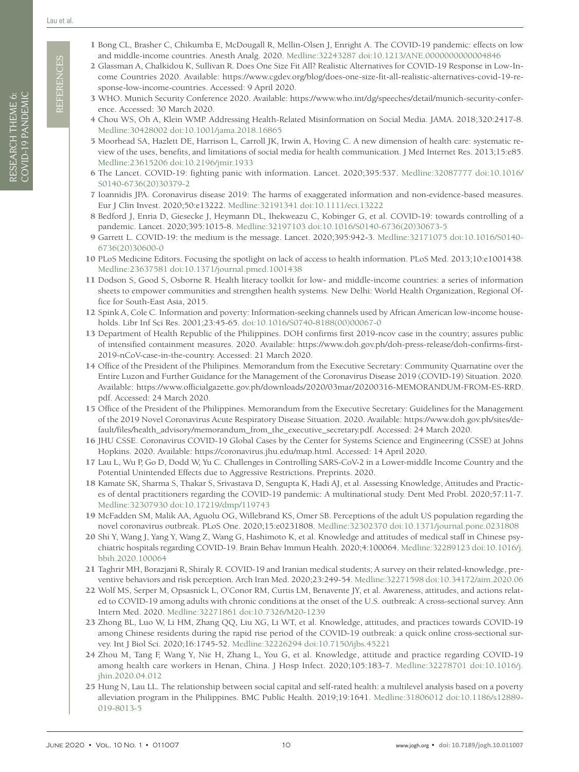# REFERENCES

1. Bong CL, Brasher C, Chikumba E, McDougall R, Mellin-Olsen J, Enright A. The COVID-19 pandemic: effects on low and middle-income countries. Anesth Analg. 2020. Medline:32243287 doi:10.1213/ANE.0000000000004846
2. Glassman A, Chalkidou K, Sullivan R. Does One Size Fit All? Realistic Alternatives for COVID-19 Response in Low-Income Countries 2020. Available: https://www.cgdev.org/blog/does-one-size-fit-all-realistic-alternatives-covid-19-response-low-income-countries. Accessed: 9 April 2020.
3. WHO. Munich Security Conference 2020. Available: https://www.who.int/dg/speeches/detail/munich-security-conference. Accessed: 30 March 2020.
4. Chou WS, Oh A, Klein WMP. Addressing Health-Related Misinformation on Social Media. JAMA. 2018;320:2417-8. Medline:30428002 doi:10.1001/jama.2018.16865
5. Moorhead SA, Hazlett DE, Harrison L, Carroll JK, Irwin A, Hoving C. A new dimension of health care: systematic review of the uses, benefits, and limitations of social media for health communication. J Med Internet Res. 2013;15:e85. Medline:23615206 doi:10.2196/jmir.1933
6. The Lancet. COVID-19: fighting panic with information. Lancet. 2020;395:537. Medline:32087777 doi:10.1016/S0140-6736(20)30379-2
7. Ioannidis JPA. Coronavirus disease 2019: The harms of exaggerated information and non-evidence-based measures. Eur J Clin Invest. 2020;50:e13222. Medline:32191341 doi:10.1111/eci.13222
8. Bedford J, Enria D, Giesecke J, Heymann DL, Ihekweazu C, Kobinger G, et al. COVID-19: towards controlling of a pandemic. Lancet. 2020;395:1015-8. Medline:32197103 doi:10.1016/S0140-6736(20)30673-5
9. Garrett L. COVID-19: the medium is the message. Lancet. 2020;395:942-3. Medline:32171075 doi:10.1016/S0140-6736(20)30600-0
10. PLoS Medicine Editors. Focusing the spotlight on lack of access to health information. PLoS Med. 2013;10:e1001438. Medline:23637581 doi:10.1371/journal.pmed.1001438
11. Dodson S, Good S, Osborne R. Health literacy toolkit for low- and middle-income countries: a series of information sheets to empower communities and strengthen health systems. New Delhi: World Health Organization, Regional Office for South-East Asia, 2015.
12. Spink A, Cole C. Information and poverty: Information-seeking channels used by African American low-income households. Libr Inf Sci Res. 2001;23:45-65. doi:10.1016/S0740-8188(00)00067-0
13. Department of Health Republic of the Philippines. DOH confirms first 2019-ncov case in the country; assures public of intensified containment measures. 2020. Available: https://www.doh.gov.ph/doh-press-release/doh-confirms-first-2019-nCoV-case-in-the-country. Accessed: 21 March 2020.
14. Office of the President of the Philipines. Memorandum from the Executive Secretary: Community Quarnatine over the Entire Luzon and Further Guidance for the Management of the Coronavirus Disease 2019 (COVID-19) Situation. 2020. Available: https://www.officialgazette.gov.ph/downloads/2020/03mar/20200316-MEMORANDUM-FROM-ES-RRD.pdf. Accessed: 24 March 2020.
15. Office of the President of the Philippines. Memorandum from the Executive Secretary: Guidelines for the Management of the 2019 Novel Coronavirus Acute Respiratory Disease Situation. 2020. Available: https://www.doh.gov.ph/sites/default/files/health_advisory/memorandum_from_the_executive_secretary.pdf. Accessed: 24 March 2020.
16. JHU CSSE. Coronavirus COVID-19 Global Cases by the Center for Systems Science and Engineering (CSSE) at Johns Hopkins. 2020. Available: https://coronavirus.jhu.edu/map.html. Accessed: 14 April 2020.
17. Lau L, Wu P, Go D, Dodd W, Yu C. Challenges in Controlling SARS-CoV-2 in a Lower-middle Income Country and the Potential Unintended Effects due to Aggressive Restrictions. Preprints. 2020.
18. Kamate SK, Sharma S, Thakar S, Srivastava D, Sengupta K, Hadi AJ, et al. Assessing Knowledge, Attitudes and Practices of dental practitioners regarding the COVID-19 pandemic: A multinational study. Dent Med Probl. 2020;57:11-7. Medline:32307930 doi:10.17219/dmp/119743
19. McFadden SM, Malik AA, Aguolu OG, Willebrand KS, Omer SB. Perceptions of the adult US population regarding the novel coronavirus outbreak. PLoS One. 2020;15:e0231808. Medline:32302370 doi:10.1371/journal.pone.0231808
20. Shi Y, Wang J, Yang Y, Wang Z, Wang G, Hashimoto K, et al. Knowledge and attitudes of medical staff in Chinese psychiatric hospitals regarding COVID-19. Brain Behav Immun Health. 2020;4:100064. Medline:32289123 doi:10.1016/j.bbih.2020.100064
21. Taghrir MH, Borazjani R, Shiraly R. COVID-19 and Iranian medical students; A survey on their related-knowledge, preventive behaviors and risk perception. Arch Iran Med. 2020;23:249-54. Medline:32271598 doi:10.34172/aim.2020.06
22. Wolf MS, Serper M, Opsasnick L, O'Conor RM, Curtis LM, Benavente JY, et al. Awareness, attitudes, and actions related to COVID-19 among adults with chronic conditions at the onset of the U.S. outbreak: A cross-sectional survey. Ann Intern Med. 2020. Medline:32271861 doi:10.7326/M20-1239
23. Zhong BL, Luo W, Li HM, Zhang QQ, Liu XG, Li WT, et al. Knowledge, attitudes, and practices towards COVID-19 among Chinese residents during the rapid rise period of the COVID-19 outbreak: a quick online cross-sectional survey. Int J Biol Sci. 2020;16:1745-52. Medline:32226294 doi:10.7150/ijbs.45221
24. Zhou M, Tang F, Wang Y, Nie H, Zhang L, You G, et al. Knowledge, attitude and practice regarding COVID-19 among health care workers in Henan, China. J Hosp Infect. 2020;105:183-7. Medline:32278701 doi:10.1016/j.jhin.2020.04.012
25. Hung N, Lau LL. The relationship between social capital and self-rated health: a multilevel analysis based on a poverty alleviation program in the Philippines. BMC Public Health. 2019;19:1641. Medline:31806012 doi:10.1186/s12889-019-8013-5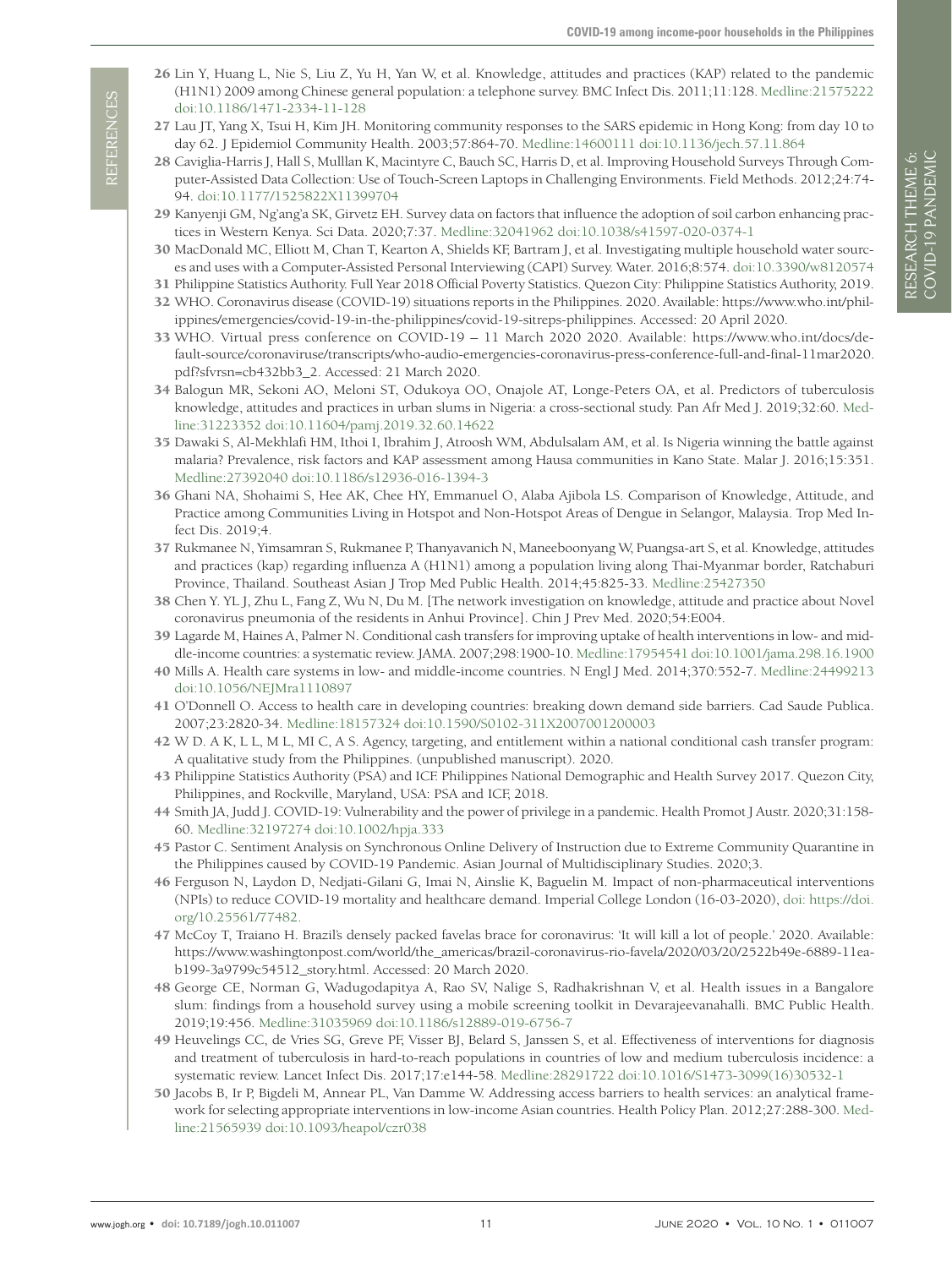26 Lin Y, Huang L, Nie S, Liu Z, Yu H, Yan W, et al. Knowledge, attitudes and practices (KAP) related to the pandemic (H1N1) 2009 among Chinese general population: a telephone survey. BMC Infect Dis. 2011;11:128. Medline:21575222 doi:10.1186/1471-2334-11-128

27 Lau JT, Yang X, Tsui H, Kim JH. Monitoring community responses to the SARS epidemic in Hong Kong: from day 10 to day 62. J Epidemiol Community Health. 2003;57:864-70. Medline:14600111 doi:10.1136/jech.57.11.864

28 Caviglia-Harris J, Hall S, Mulllan K, Macintyre C, Bauch SC, Harris D, et al. Improving Household Surveys Through Computer-Assisted Data Collection: Use of Touch-Screen Laptops in Challenging Environments. Field Methods. 2012;24:74-94. doi:10.1177/1525822X11399704

29 Kanyenji GM, Ng'ang'a SK, Girvetz EH. Survey data on factors that influence the adoption of soil carbon enhancing practices in Western Kenya. Sci Data. 2020;7:37. Medline:32041962 doi:10.1038/s41597-020-0374-1

30 MacDonald MC, Elliott M, Chan T, Kearton A, Shields KF, Bartram J, et al. Investigating multiple household water sources and uses with a Computer-Assisted Personal Interviewing (CAPI) Survey. Water. 2016;8:574. doi:10.3390/w8120574

31 Philippine Statistics Authority. Full Year 2018 Official Poverty Statistics. Quezon City: Philippine Statistics Authority, 2019.

32 WHO. Coronavirus disease (COVID-19) situations reports in the Philippines. 2020. Available: https://www.who.int/philippines/emergencies/covid-19-in-the-philippines/covid-19-sitreps-philippines. Accessed: 20 April 2020.

33 WHO. Virtual press conference on COVID-19 – 11 March 2020 2020. Available: https://www.who.int/docs/default-source/coronaviruse/transcripts/who-audio-emergencies-coronavirus-press-conference-full-and-final-11mar2020.pdf?sfvrsn=cb432bb3_2. Accessed: 21 March 2020.

34 Balogun MR, Sekoni AO, Meloni ST, Odukoya OO, Onajole AT, Longe-Peters OA, et al. Predictors of tuberculosis knowledge, attitudes and practices in urban slums in Nigeria: a cross-sectional study. Pan Afr Med J. 2019;32:60. Medline:31223352 doi:10.11604/pamj.2019.32.60.14622

35 Dawaki S, Al-Mekhlafi HM, Ithoi I, Ibrahim J, Atroosh WM, Abdulsalam AM, et al. Is Nigeria winning the battle against malaria? Prevalence, risk factors and KAP assessment among Hausa communities in Kano State. Malar J. 2016;15:351. Medline:27392040 doi:10.1186/s12936-016-1394-3

36 Ghani NA, Shohaimi S, Hee AK, Chee HY, Emmanuel O, Alaba Ajibola LS. Comparison of Knowledge, Attitude, and Practice among Communities Living in Hotspot and Non-Hotspot Areas of Dengue in Selangor, Malaysia. Trop Med Infect Dis. 2019;4.

37 Rukmanee N, Yimsamran S, Rukmanee P, Thanyavanich N, Maneeboonyang W, Puangsa-art S, et al. Knowledge, attitudes and practices (kap) regarding influenza A (H1N1) among a population living along Thai-Myanmar border, Ratchaburi Province, Thailand. Southeast Asian J Trop Med Public Health. 2014;45:825-33. Medline:25427350

38 Chen Y. YL J, Zhu L, Fang Z, Wu N, Du M. [The network investigation on knowledge, attitude and practice about Novel coronavirus pneumonia of the residents in Anhui Province]. Chin J Prev Med. 2020;54:E004.

39 Lagarde M, Haines A, Palmer N. Conditional cash transfers for improving uptake of health interventions in low- and middle-income countries: a systematic review. JAMA. 2007;298:1900-10. Medline:17954541 doi:10.1001/jama.298.16.1900

40 Mills A. Health care systems in low- and middle-income countries. N Engl J Med. 2014;370:552-7. Medline:24499213 doi:10.1056/NEJMra1110897

41 O'Donnell O. Access to health care in developing countries: breaking down demand side barriers. Cad Saude Publica. 2007;23:2820-34. Medline:18157324 doi:10.1590/S0102-311X2007001200003

42 W D. A K, L L, M L, MI C, A S. Agency, targeting, and entitlement within a national conditional cash transfer program: A qualitative study from the Philippines. (unpublished manuscript). 2020.

43 Philippine Statistics Authority (PSA) and ICF. Philippines National Demographic and Health Survey 2017. Quezon City, Philippines, and Rockville, Maryland, USA: PSA and ICF, 2018.

44 Smith JA, Judd J. COVID-19: Vulnerability and the power of privilege in a pandemic. Health Promot J Austr. 2020;31:158-60. Medline:32197274 doi:10.1002/hpja.333

45 Pastor C. Sentiment Analysis on Synchronous Online Delivery of Instruction due to Extreme Community Quarantine in the Philippines caused by COVID-19 Pandemic. Asian Journal of Multidisciplinary Studies. 2020;3.

46 Ferguson N, Laydon D, Nedjati-Gilani G, Imai N, Ainslie K, Baguelin M. Impact of non-pharmaceutical interventions (NPIs) to reduce COVID-19 mortality and healthcare demand. Imperial College London (16-03-2020), doi: https://doi.org/10.25561/77482.

47 McCoy T, Traiano H. Brazil's densely packed favelas brace for coronavirus: 'It will kill a lot of people.' 2020. Available: https://www.washingtonpost.com/world/the_americas/brazil-coronavirus-rio-favela/2020/03/20/2522b49e-6889-11ea-b199-3a9799c54512_story.html. Accessed: 20 March 2020.

48 George CE, Norman G, Wadugodapitya A, Rao SV, Nalige S, Radhakrishnan V, et al. Health issues in a Bangalore slum: findings from a household survey using a mobile screening toolkit in Devarajeevanahalli. BMC Public Health. 2019;19:456. Medline:31035969 doi:10.1186/s12889-019-6756-7

49 Heuvelings CC, de Vries SG, Greve PF, Visser BJ, Belard S, Janssen S, et al. Effectiveness of interventions for diagnosis and treatment of tuberculosis in hard-to-reach populations in countries of low and medium tuberculosis incidence: a systematic review. Lancet Infect Dis. 2017;17:e144-58. Medline:28291722 doi:10.1016/S1473-3099(16)30532-1

50 Jacobs B, Ir P, Bigdeli M, Annear PL, Van Damme W. Addressing access barriers to health services: an analytical framework for selecting appropriate interventions in low-income Asian countries. Health Policy Plan. 2012;27:288-300. Medline:21565939 doi:10.1093/heapol/czr038